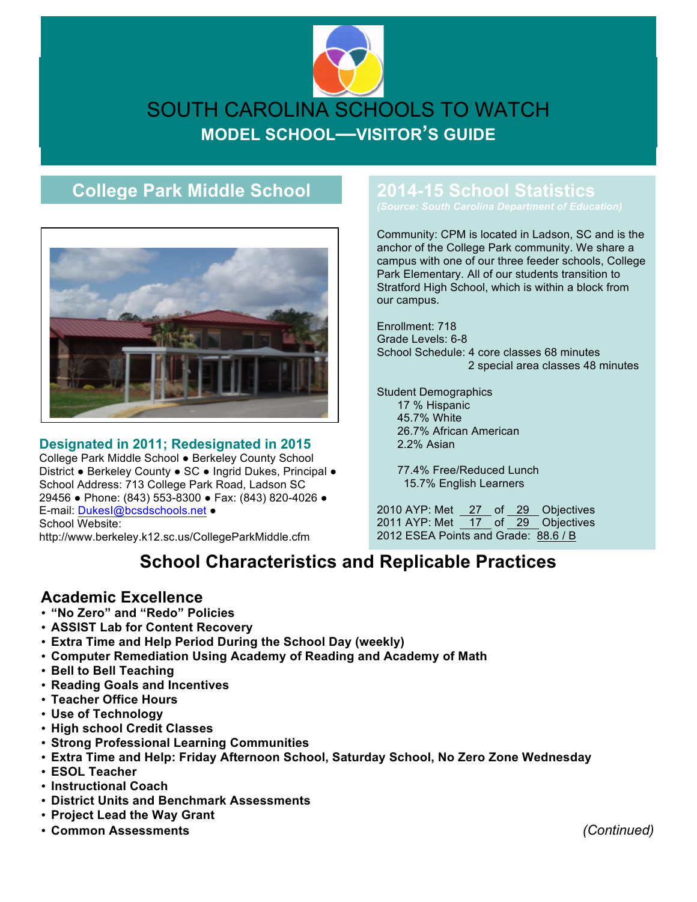# SOUTH CAROLINA SCHOOLS TO WATCH

## MODEL SCHOOL—VISITOR'S GUIDE

## College Park Middle School

### Designated in 2011; Redesignated in 2015

College Park Middle School ● Berkeley County School District ● Berkeley County ● SC ● Ingrid Dukes, Principal ● School Address: 713 College Park Road, Ladson SC 29456 ● Phone: (843) 553-8300 ● Fax: (843) 820-4026 ● E-mail: DukesI@bcsdschools.net ●
School Website:
http://www.berkeley.k12.sc.us/CollegeParkMiddle.cfm

## 2014-15 School Statistics

*(Source: South Carolina Department of Education)*

Community: CPM is located in Ladson, SC and is the anchor of the College Park community. We share a campus with one of our three feeder schools, College Park Elementary. All of our students transition to Stratford High School, which is within a block from our campus.

Enrollment: 718
Grade Levels: 6-8
School Schedule: 4 core classes 68 minutes
2 special area classes 48 minutes

Student Demographics
- 17 % Hispanic
- 45.7% White
- 26.7% African American
- 2.2% Asian

- 77.4% Free/Reduced Lunch
- 15.7% English Learners

2010 AYP: Met 27 of 29 Objectives
2011 AYP: Met 17 of 29 Objectives
2012 ESEA Points and Grade: 88.6 / B

# School Characteristics and Replicable Practices

## Academic Excellence

- **"No Zero" and "Redo" Policies**
- **ASSIST Lab for Content Recovery**
- **Extra Time and Help Period During the School Day (weekly)**
- **Computer Remediation Using Academy of Reading and Academy of Math**
- **Bell to Bell Teaching**
- **Reading Goals and Incentives**
- **Teacher Office Hours**
- **Use of Technology**
- **High school Credit Classes**
- **Strong Professional Learning Communities**
- **Extra Time and Help: Friday Afternoon School, Saturday School, No Zero Zone Wednesday**
- **ESOL Teacher**
- **Instructional Coach**
- **District Units and Benchmark Assessments**
- **Project Lead the Way Grant**
- **Common Assessments**

*(Continued)*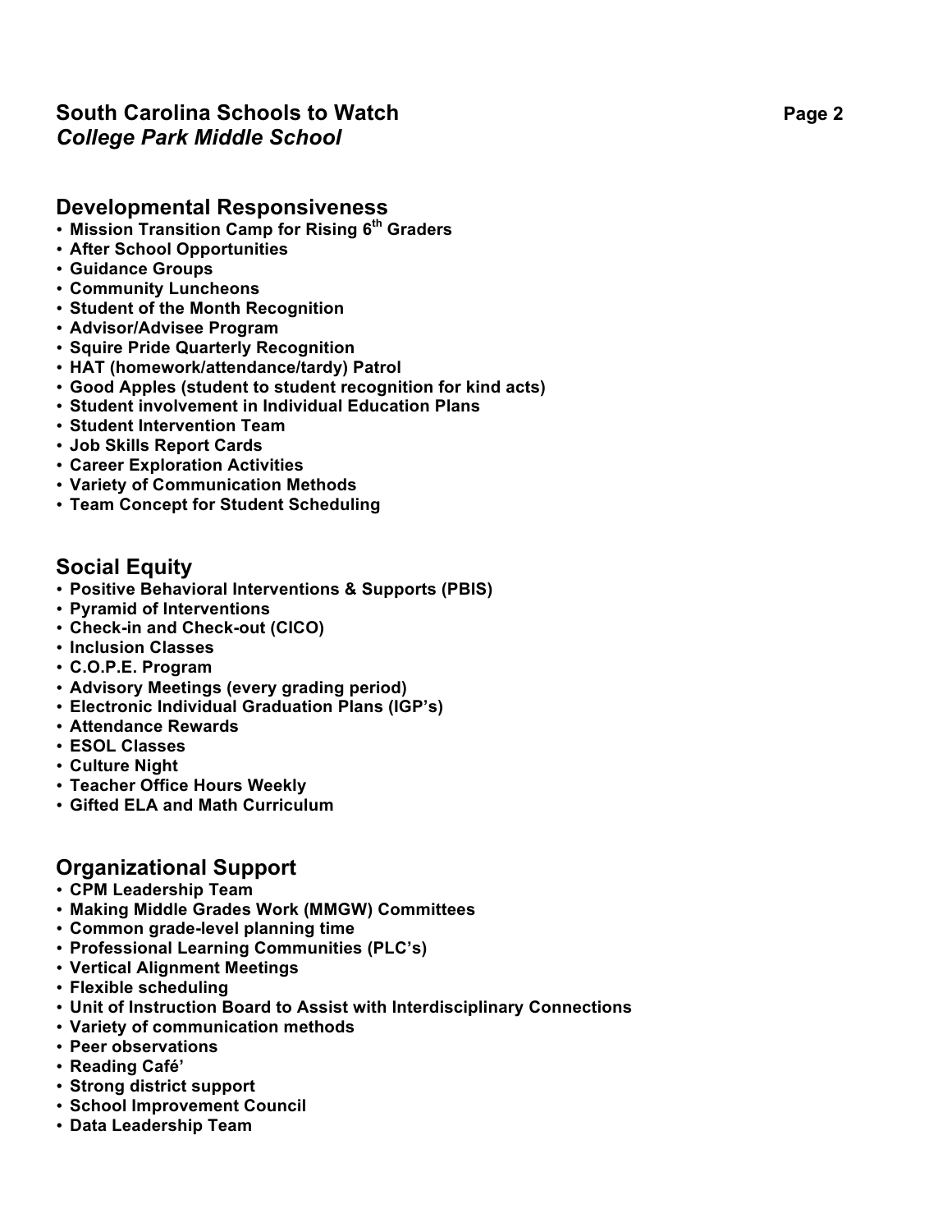## Developmental Responsiveness

- **Mission Transition Camp for Rising 6th Graders**
- **After School Opportunities**
- **Guidance Groups**
- **Community Luncheons**
- **Student of the Month Recognition**
- **Advisor/Advisee Program**
- **Squire Pride Quarterly Recognition**
- **HAT (homework/attendance/tardy) Patrol**
- **Good Apples (student to student recognition for kind acts)**
- **Student involvement in Individual Education Plans**
- **Student Intervention Team**
- **Job Skills Report Cards**
- **Career Exploration Activities**
- **Variety of Communication Methods**
- **Team Concept for Student Scheduling**

## Social Equity

- **Positive Behavioral Interventions & Supports (PBIS)**
- **Pyramid of Interventions**
- **Check-in and Check-out (CICO)**
- **Inclusion Classes**
- **C.O.P.E. Program**
- **Advisory Meetings (every grading period)**
- **Electronic Individual Graduation Plans (IGP's)**
- **Attendance Rewards**
- **ESOL Classes**
- **Culture Night**
- **Teacher Office Hours Weekly**
- **Gifted ELA and Math Curriculum**

## Organizational Support

- **CPM Leadership Team**
- **Making Middle Grades Work (MMGW) Committees**
- **Common grade-level planning time**
- **Professional Learning Communities (PLC's)**
- **Vertical Alignment Meetings**
- **Flexible scheduling**
- **Unit of Instruction Board to Assist with Interdisciplinary Connections**
- **Variety of communication methods**
- **Peer observations**
- **Reading Café'**
- **Strong district support**
- **School Improvement Council**
- **Data Leadership Team**